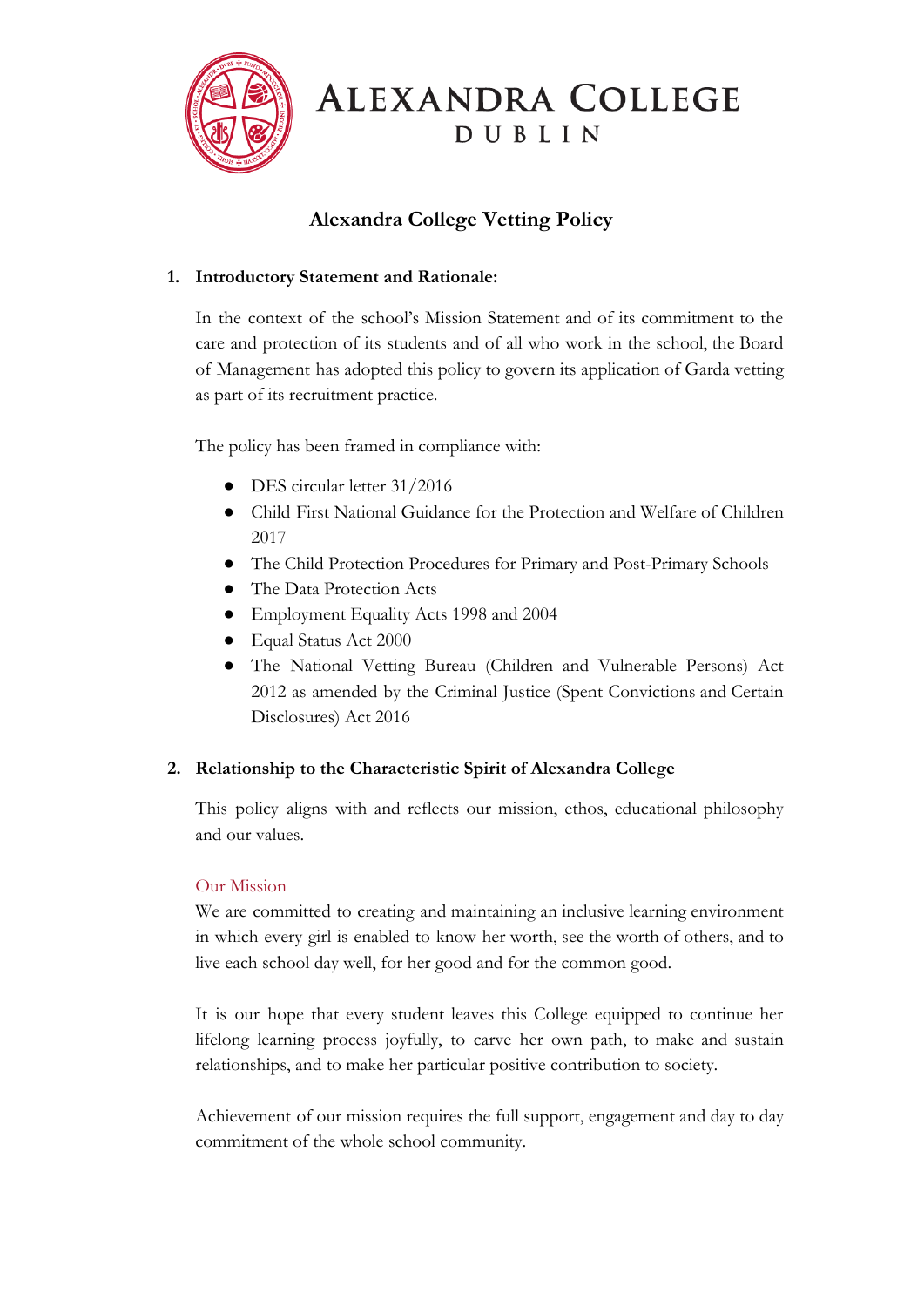# ALEXANDRA COLLEGE
## DUBLIN

## Alexandra College Vetting Policy

### 1. Introductory Statement and Rationale:

In the context of the school's Mission Statement and of its commitment to the care and protection of its students and of all who work in the school, the Board of Management has adopted this policy to govern its application of Garda vetting as part of its recruitment practice.

The policy has been framed in compliance with:

- DES circular letter 31/2016
- Child First National Guidance for the Protection and Welfare of Children 2017
- The Child Protection Procedures for Primary and Post-Primary Schools
- The Data Protection Acts
- Employment Equality Acts 1998 and 2004
- Equal Status Act 2000
- The National Vetting Bureau (Children and Vulnerable Persons) Act 2012 as amended by the Criminal Justice (Spent Convictions and Certain Disclosures) Act 2016

### 2. Relationship to the Characteristic Spirit of Alexandra College

This policy aligns with and reflects our mission, ethos, educational philosophy and our values.

Our Mission

We are committed to creating and maintaining an inclusive learning environment in which every girl is enabled to know her worth, see the worth of others, and to live each school day well, for her good and for the common good.

It is our hope that every student leaves this College equipped to continue her lifelong learning process joyfully, to carve her own path, to make and sustain relationships, and to make her particular positive contribution to society.

Achievement of our mission requires the full support, engagement and day to day commitment of the whole school community.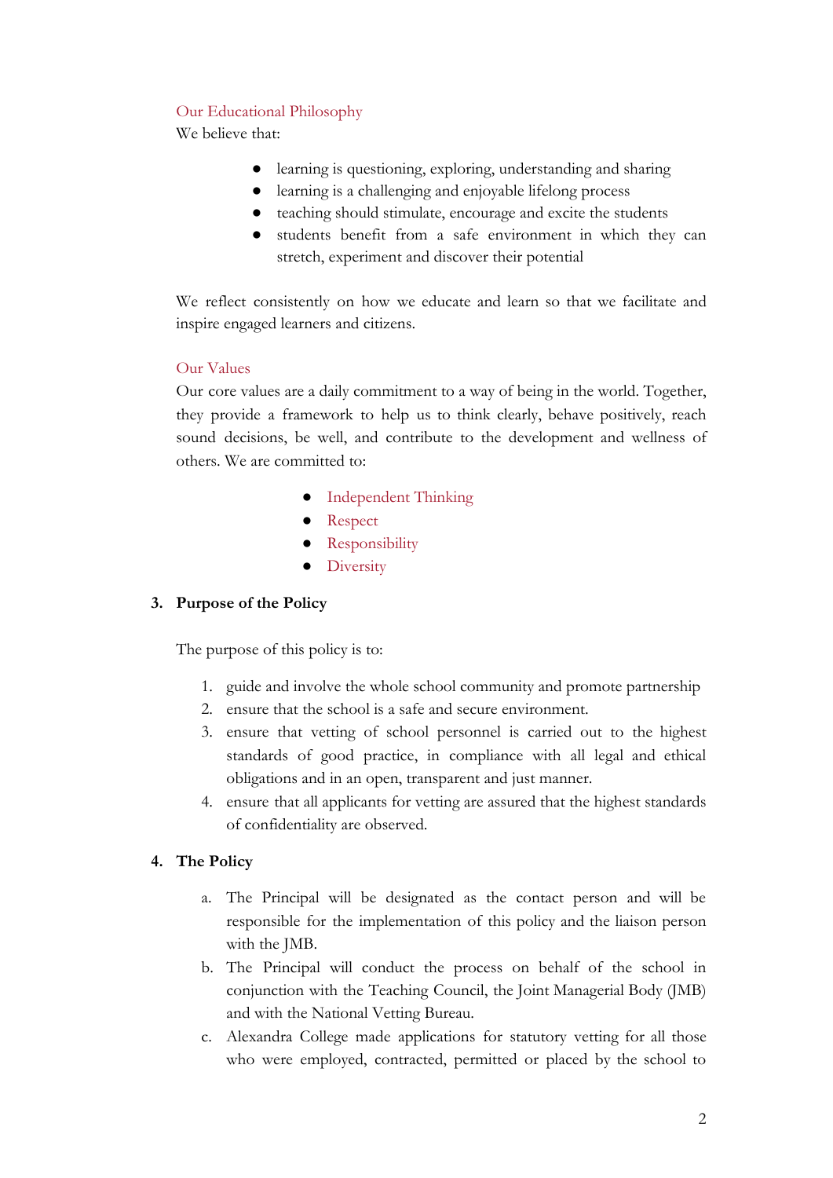### Our Educational Philosophy

We believe that:

- learning is questioning, exploring, understanding and sharing
- learning is a challenging and enjoyable lifelong process
- teaching should stimulate, encourage and excite the students
- students benefit from a safe environment in which they can stretch, experiment and discover their potential

We reflect consistently on how we educate and learn so that we facilitate and inspire engaged learners and citizens.

### Our Values

Our core values are a daily commitment to a way of being in the world. Together, they provide a framework to help us to think clearly, behave positively, reach sound decisions, be well, and contribute to the development and wellness of others. We are committed to:

- Independent Thinking
- Respect
- Responsibility
- Diversity

## 3. Purpose of the Policy

The purpose of this policy is to:

1. guide and involve the whole school community and promote partnership
2. ensure that the school is a safe and secure environment.
3. ensure that vetting of school personnel is carried out to the highest standards of good practice, in compliance with all legal and ethical obligations and in an open, transparent and just manner.
4. ensure that all applicants for vetting are assured that the highest standards of confidentiality are observed.

## 4. The Policy

a. The Principal will be designated as the contact person and will be responsible for the implementation of this policy and the liaison person with the JMB.

b. The Principal will conduct the process on behalf of the school in conjunction with the Teaching Council, the Joint Managerial Body (JMB) and with the National Vetting Bureau.

c. Alexandra College made applications for statutory vetting for all those who were employed, contracted, permitted or placed by the school to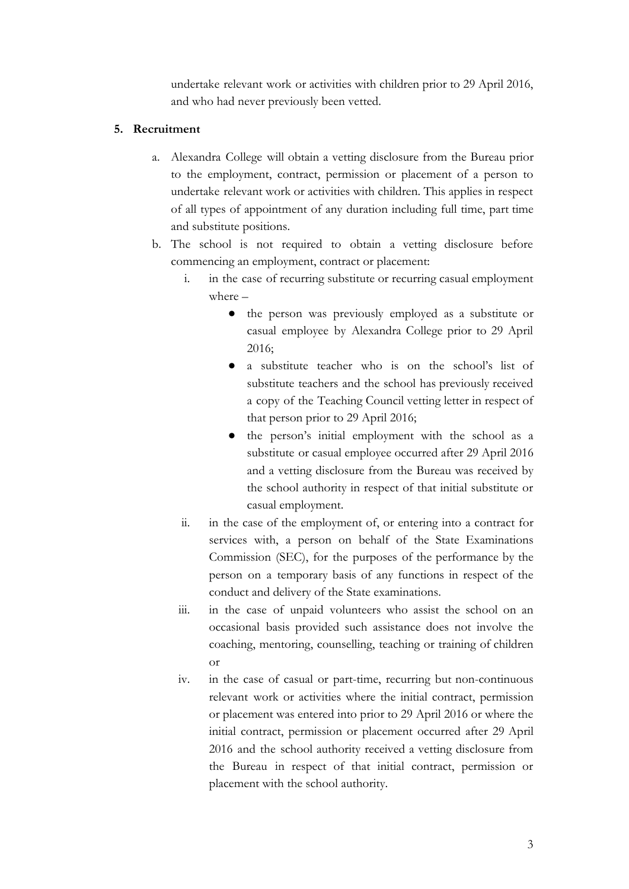undertake relevant work or activities with children prior to 29 April 2016, and who had never previously been vetted.

## 5. Recruitment

a. Alexandra College will obtain a vetting disclosure from the Bureau prior to the employment, contract, permission or placement of a person to undertake relevant work or activities with children. This applies in respect of all types of appointment of any duration including full time, part time and substitute positions.

b. The school is not required to obtain a vetting disclosure before commencing an employment, contract or placement:

   i. in the case of recurring substitute or recurring casual employment where –

      - the person was previously employed as a substitute or casual employee by Alexandra College prior to 29 April 2016;
      - a substitute teacher who is on the school's list of substitute teachers and the school has previously received a copy of the Teaching Council vetting letter in respect of that person prior to 29 April 2016;
      - the person's initial employment with the school as a substitute or casual employee occurred after 29 April 2016 and a vetting disclosure from the Bureau was received by the school authority in respect of that initial substitute or casual employment.

   ii. in the case of the employment of, or entering into a contract for services with, a person on behalf of the State Examinations Commission (SEC), for the purposes of the performance by the person on a temporary basis of any functions in respect of the conduct and delivery of the State examinations.

   iii. in the case of unpaid volunteers who assist the school on an occasional basis provided such assistance does not involve the coaching, mentoring, counselling, teaching or training of children or

   iv. in the case of casual or part-time, recurring but non-continuous relevant work or activities where the initial contract, permission or placement was entered into prior to 29 April 2016 or where the initial contract, permission or placement occurred after 29 April 2016 and the school authority received a vetting disclosure from the Bureau in respect of that initial contract, permission or placement with the school authority.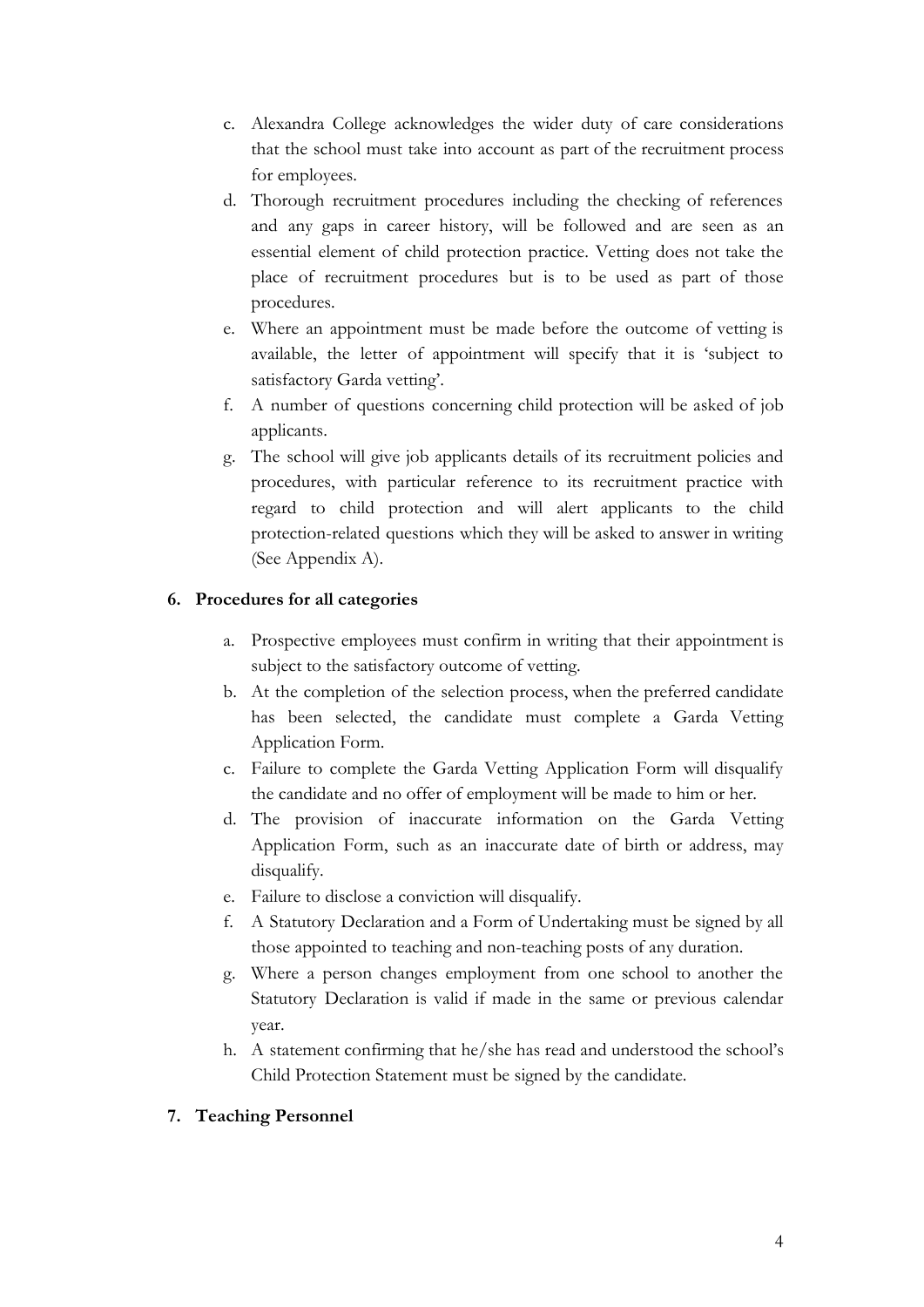c. Alexandra College acknowledges the wider duty of care considerations that the school must take into account as part of the recruitment process for employees.

d. Thorough recruitment procedures including the checking of references and any gaps in career history, will be followed and are seen as an essential element of child protection practice. Vetting does not take the place of recruitment procedures but is to be used as part of those procedures.

e. Where an appointment must be made before the outcome of vetting is available, the letter of appointment will specify that it is 'subject to satisfactory Garda vetting'.

f. A number of questions concerning child protection will be asked of job applicants.

g. The school will give job applicants details of its recruitment policies and procedures, with particular reference to its recruitment practice with regard to child protection and will alert applicants to the child protection-related questions which they will be asked to answer in writing (See Appendix A).

## 6. Procedures for all categories

a. Prospective employees must confirm in writing that their appointment is subject to the satisfactory outcome of vetting.

b. At the completion of the selection process, when the preferred candidate has been selected, the candidate must complete a Garda Vetting Application Form.

c. Failure to complete the Garda Vetting Application Form will disqualify the candidate and no offer of employment will be made to him or her.

d. The provision of inaccurate information on the Garda Vetting Application Form, such as an inaccurate date of birth or address, may disqualify.

e. Failure to disclose a conviction will disqualify.

f. A Statutory Declaration and a Form of Undertaking must be signed by all those appointed to teaching and non-teaching posts of any duration.

g. Where a person changes employment from one school to another the Statutory Declaration is valid if made in the same or previous calendar year.

h. A statement confirming that he/she has read and understood the school's Child Protection Statement must be signed by the candidate.

## 7. Teaching Personnel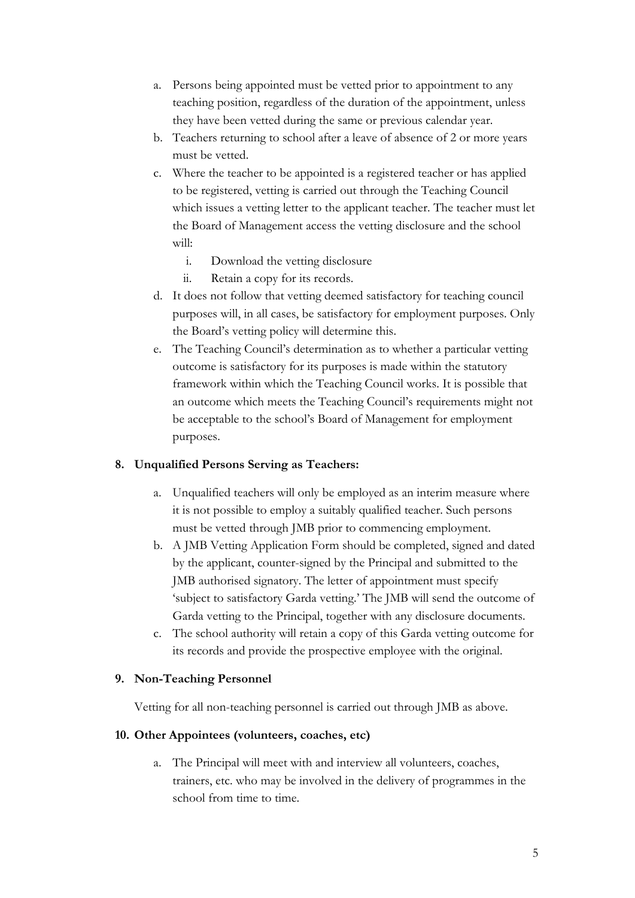a. Persons being appointed must be vetted prior to appointment to any teaching position, regardless of the duration of the appointment, unless they have been vetted during the same or previous calendar year.
b. Teachers returning to school after a leave of absence of 2 or more years must be vetted.
c. Where the teacher to be appointed is a registered teacher or has applied to be registered, vetting is carried out through the Teaching Council which issues a vetting letter to the applicant teacher. The teacher must let the Board of Management access the vetting disclosure and the school will:
   i. Download the vetting disclosure
   ii. Retain a copy for its records.
d. It does not follow that vetting deemed satisfactory for teaching council purposes will, in all cases, be satisfactory for employment purposes. Only the Board's vetting policy will determine this.
e. The Teaching Council's determination as to whether a particular vetting outcome is satisfactory for its purposes is made within the statutory framework within which the Teaching Council works. It is possible that an outcome which meets the Teaching Council's requirements might not be acceptable to the school's Board of Management for employment purposes.

**8. Unqualified Persons Serving as Teachers:**

a. Unqualified teachers will only be employed as an interim measure where it is not possible to employ a suitably qualified teacher. Such persons must be vetted through JMB prior to commencing employment.
b. A JMB Vetting Application Form should be completed, signed and dated by the applicant, counter-signed by the Principal and submitted to the JMB authorised signatory. The letter of appointment must specify 'subject to satisfactory Garda vetting.' The JMB will send the outcome of Garda vetting to the Principal, together with any disclosure documents.
c. The school authority will retain a copy of this Garda vetting outcome for its records and provide the prospective employee with the original.

**9. Non-Teaching Personnel**

Vetting for all non-teaching personnel is carried out through JMB as above.

**10. Other Appointees (volunteers, coaches, etc)**

a. The Principal will meet with and interview all volunteers, coaches, trainers, etc. who may be involved in the delivery of programmes in the school from time to time.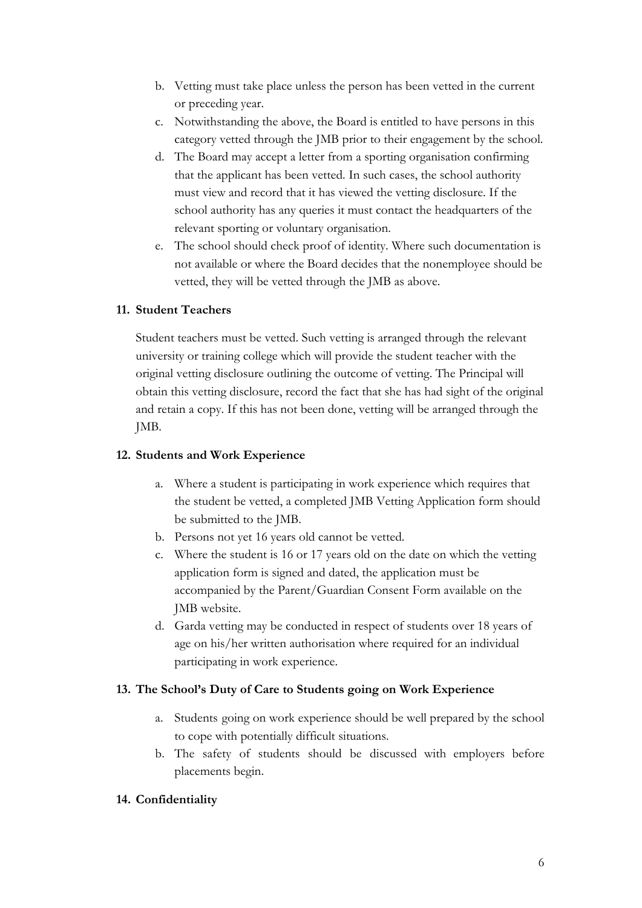b. Vetting must take place unless the person has been vetted in the current or preceding year.
c. Notwithstanding the above, the Board is entitled to have persons in this category vetted through the JMB prior to their engagement by the school.
d. The Board may accept a letter from a sporting organisation confirming that the applicant has been vetted. In such cases, the school authority must view and record that it has viewed the vetting disclosure. If the school authority has any queries it must contact the headquarters of the relevant sporting or voluntary organisation.
e. The school should check proof of identity. Where such documentation is not available or where the Board decides that the nonemployee should be vetted, they will be vetted through the JMB as above.

**11. Student Teachers**

Student teachers must be vetted. Such vetting is arranged through the relevant university or training college which will provide the student teacher with the original vetting disclosure outlining the outcome of vetting. The Principal will obtain this vetting disclosure, record the fact that she has had sight of the original and retain a copy. If this has not been done, vetting will be arranged through the JMB.

**12. Students and Work Experience**

a. Where a student is participating in work experience which requires that the student be vetted, a completed JMB Vetting Application form should be submitted to the JMB.
b. Persons not yet 16 years old cannot be vetted.
c. Where the student is 16 or 17 years old on the date on which the vetting application form is signed and dated, the application must be accompanied by the Parent/Guardian Consent Form available on the JMB website.
d. Garda vetting may be conducted in respect of students over 18 years of age on his/her written authorisation where required for an individual participating in work experience.

**13. The School's Duty of Care to Students going on Work Experience**

a. Students going on work experience should be well prepared by the school to cope with potentially difficult situations.
b. The safety of students should be discussed with employers before placements begin.

**14. Confidentiality**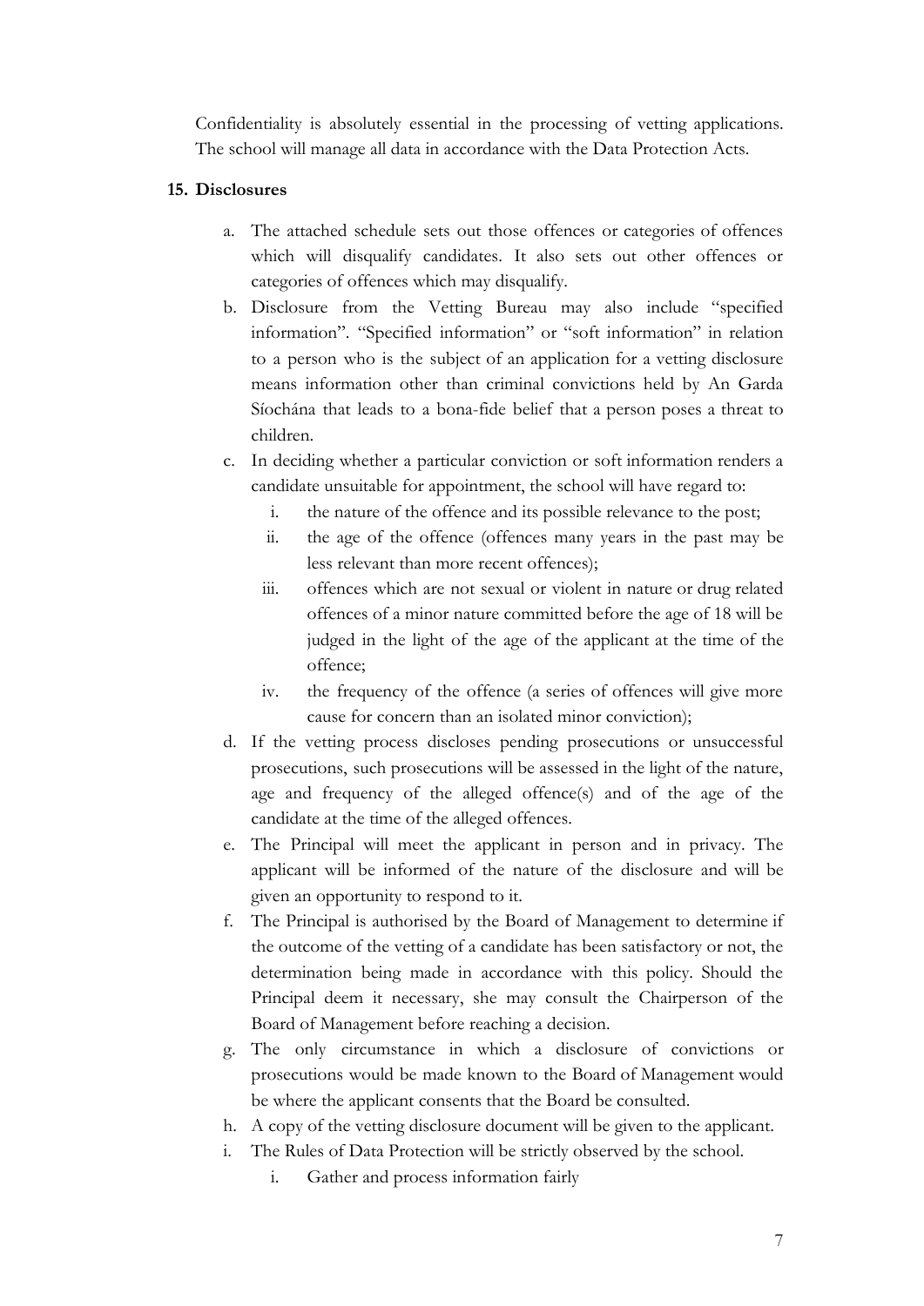Confidentiality is absolutely essential in the processing of vetting applications. The school will manage all data in accordance with the Data Protection Acts.

## 15. Disclosures

a. The attached schedule sets out those offences or categories of offences which will disqualify candidates. It also sets out other offences or categories of offences which may disqualify.

b. Disclosure from the Vetting Bureau may also include "specified information". "Specified information" or "soft information" in relation to a person who is the subject of an application for a vetting disclosure means information other than criminal convictions held by An Garda Síochána that leads to a bona-fide belief that a person poses a threat to children.

c. In deciding whether a particular conviction or soft information renders a candidate unsuitable for appointment, the school will have regard to:

    i. the nature of the offence and its possible relevance to the post;

    ii. the age of the offence (offences many years in the past may be less relevant than more recent offences);

    iii. offences which are not sexual or violent in nature or drug related offences of a minor nature committed before the age of 18 will be judged in the light of the age of the applicant at the time of the offence;

    iv. the frequency of the offence (a series of offences will give more cause for concern than an isolated minor conviction);

d. If the vetting process discloses pending prosecutions or unsuccessful prosecutions, such prosecutions will be assessed in the light of the nature, age and frequency of the alleged offence(s) and of the age of the candidate at the time of the alleged offences.

e. The Principal will meet the applicant in person and in privacy. The applicant will be informed of the nature of the disclosure and will be given an opportunity to respond to it.

f. The Principal is authorised by the Board of Management to determine if the outcome of the vetting of a candidate has been satisfactory or not, the determination being made in accordance with this policy. Should the Principal deem it necessary, she may consult the Chairperson of the Board of Management before reaching a decision.

g. The only circumstance in which a disclosure of convictions or prosecutions would be made known to the Board of Management would be where the applicant consents that the Board be consulted.

h. A copy of the vetting disclosure document will be given to the applicant.

i. The Rules of Data Protection will be strictly observed by the school.

    i. Gather and process information fairly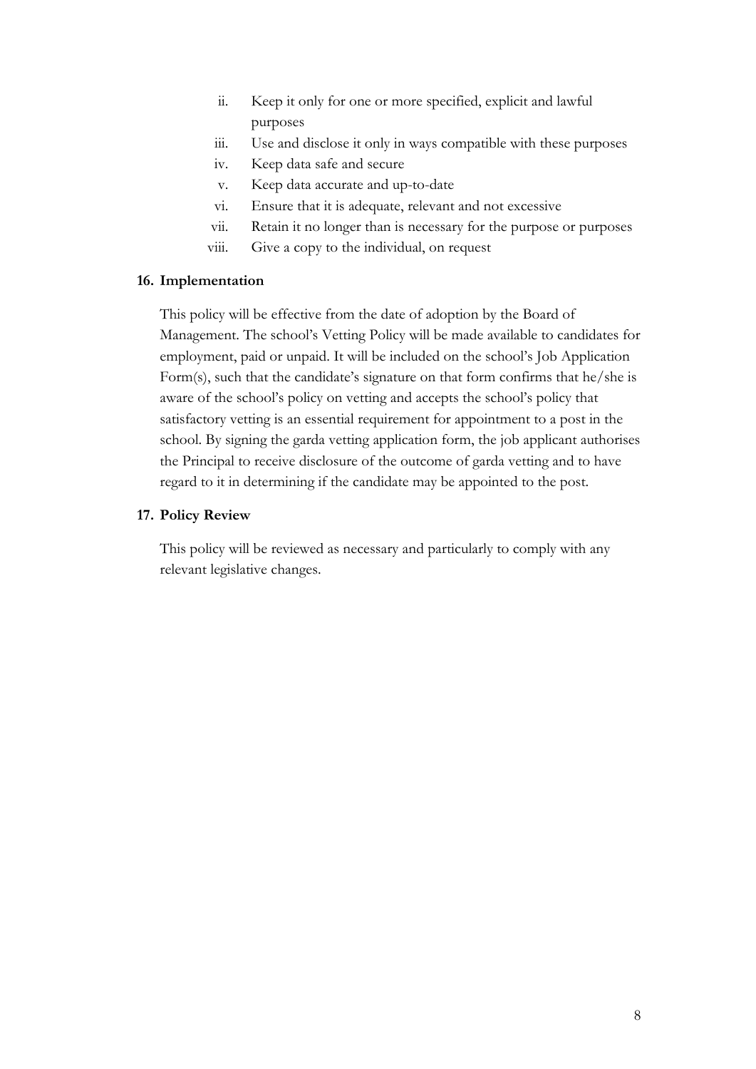ii. Keep it only for one or more specified, explicit and lawful purposes
iii. Use and disclose it only in ways compatible with these purposes
iv. Keep data safe and secure
v. Keep data accurate and up-to-date
vi. Ensure that it is adequate, relevant and not excessive
vii. Retain it no longer than is necessary for the purpose or purposes
viii. Give a copy to the individual, on request

**16. Implementation**

This policy will be effective from the date of adoption by the Board of Management. The school's Vetting Policy will be made available to candidates for employment, paid or unpaid. It will be included on the school's Job Application Form(s), such that the candidate's signature on that form confirms that he/she is aware of the school's policy on vetting and accepts the school's policy that satisfactory vetting is an essential requirement for appointment to a post in the school. By signing the garda vetting application form, the job applicant authorises the Principal to receive disclosure of the outcome of garda vetting and to have regard to it in determining if the candidate may be appointed to the post.

**17. Policy Review**

This policy will be reviewed as necessary and particularly to comply with any relevant legislative changes.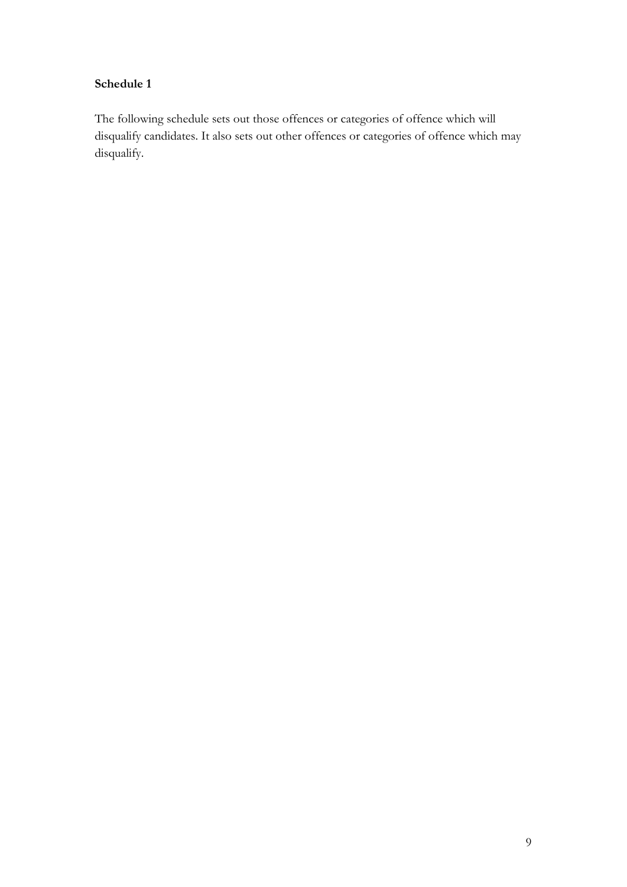**Schedule 1**

The following schedule sets out those offences or categories of offence which will disqualify candidates. It also sets out other offences or categories of offence which may disqualify.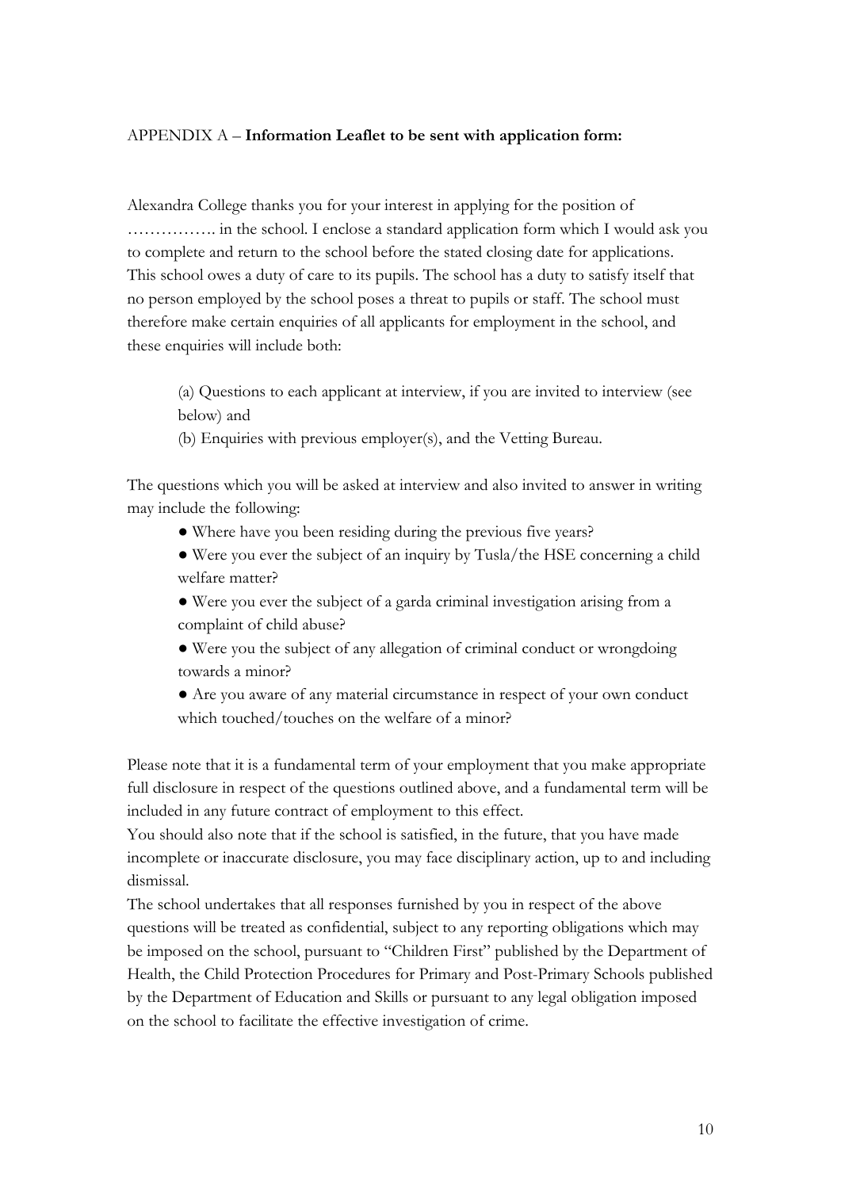APPENDIX A – **Information Leaflet to be sent with application form:**

Alexandra College thanks you for your interest in applying for the position of ……………. in the school. I enclose a standard application form which I would ask you to complete and return to the school before the stated closing date for applications. This school owes a duty of care to its pupils. The school has a duty to satisfy itself that no person employed by the school poses a threat to pupils or staff. The school must therefore make certain enquiries of all applicants for employment in the school, and these enquiries will include both:

> (a) Questions to each applicant at interview, if you are invited to interview (see below) and
>
> (b) Enquiries with previous employer(s), and the Vetting Bureau.

The questions which you will be asked at interview and also invited to answer in writing may include the following:

- Where have you been residing during the previous five years?
- Were you ever the subject of an inquiry by Tusla/the HSE concerning a child welfare matter?
- Were you ever the subject of a garda criminal investigation arising from a complaint of child abuse?
- Were you the subject of any allegation of criminal conduct or wrongdoing towards a minor?
- Are you aware of any material circumstance in respect of your own conduct which touched/touches on the welfare of a minor?

Please note that it is a fundamental term of your employment that you make appropriate full disclosure in respect of the questions outlined above, and a fundamental term will be included in any future contract of employment to this effect.

You should also note that if the school is satisfied, in the future, that you have made incomplete or inaccurate disclosure, you may face disciplinary action, up to and including dismissal.

The school undertakes that all responses furnished by you in respect of the above questions will be treated as confidential, subject to any reporting obligations which may be imposed on the school, pursuant to "Children First" published by the Department of Health, the Child Protection Procedures for Primary and Post-Primary Schools published by the Department of Education and Skills or pursuant to any legal obligation imposed on the school to facilitate the effective investigation of crime.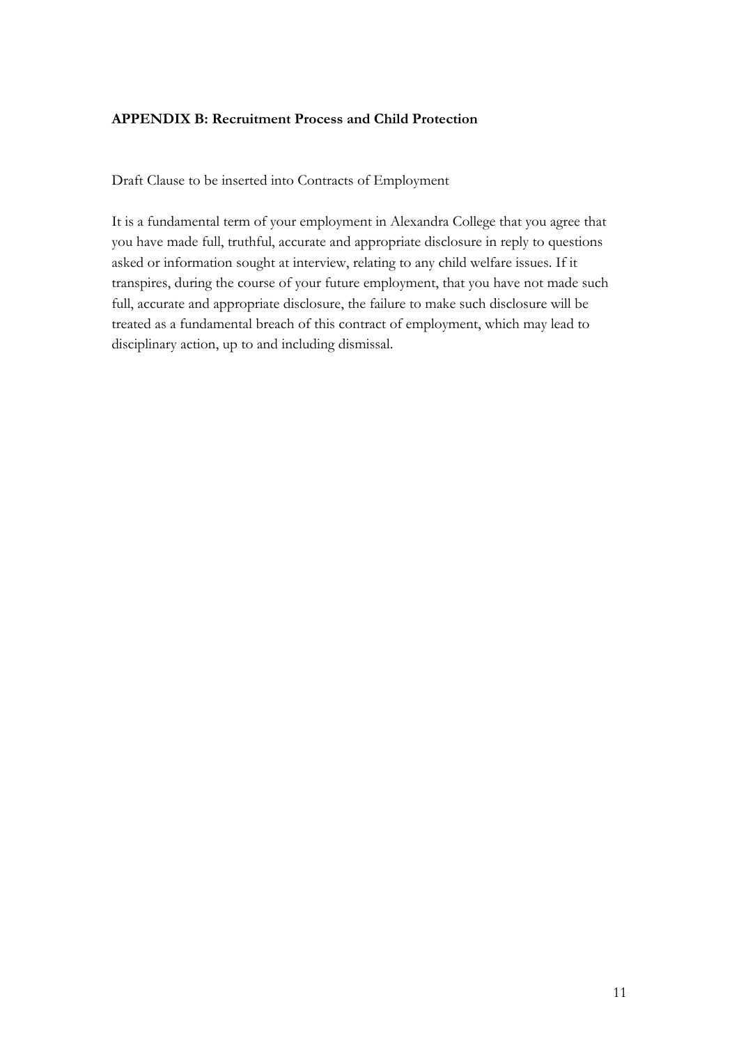**APPENDIX B: Recruitment Process and Child Protection**

Draft Clause to be inserted into Contracts of Employment

It is a fundamental term of your employment in Alexandra College that you agree that you have made full, truthful, accurate and appropriate disclosure in reply to questions asked or information sought at interview, relating to any child welfare issues. If it transpires, during the course of your future employment, that you have not made such full, accurate and appropriate disclosure, the failure to make such disclosure will be treated as a fundamental breach of this contract of employment, which may lead to disciplinary action, up to and including dismissal.